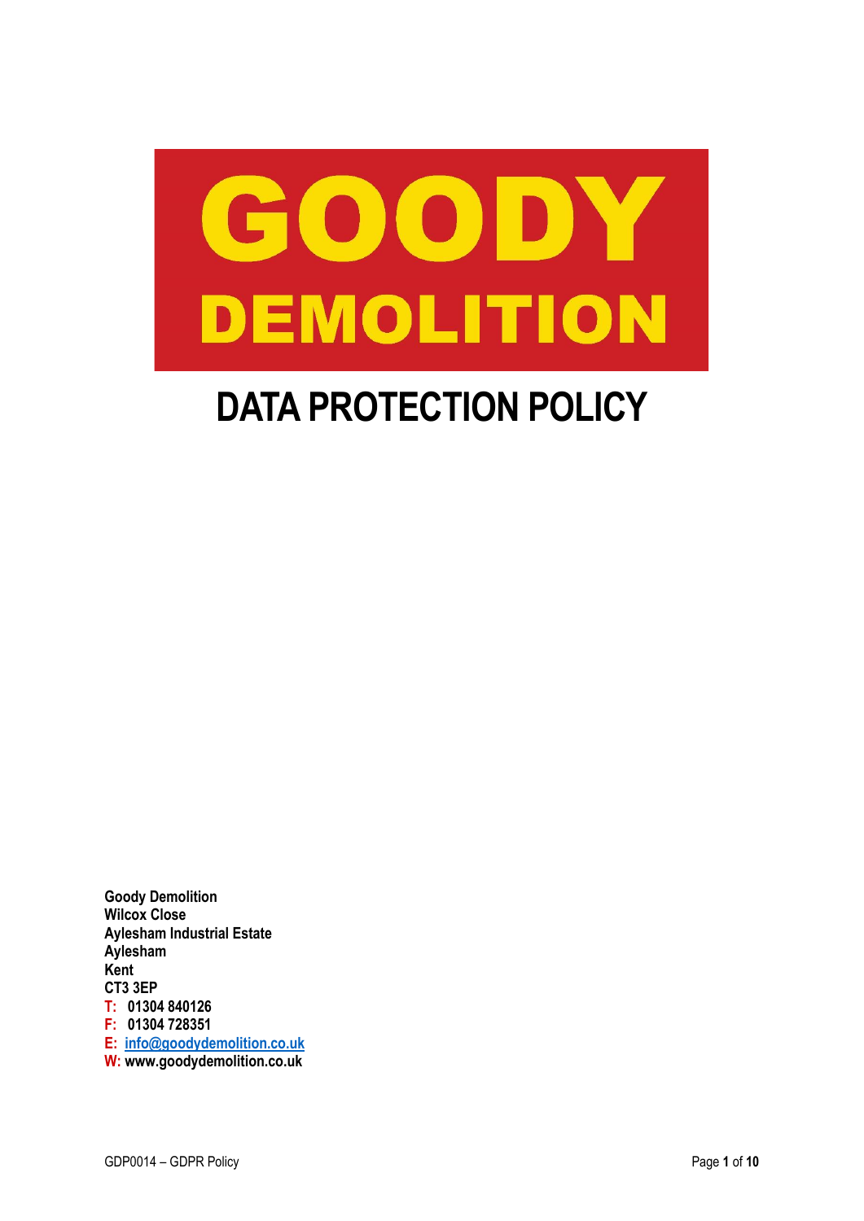# GOODY DEMOLITION

# DATA PROTECTION POLICY

**Goody Demolition**
**Wilcox Close**
**Aylesham Industrial Estate**
**Aylesham**
**Kent**
**CT3 3EP**
**T: 01304 840126**
**F: 01304 728351**
**E: info@goodydemolition.co.uk**
**W: www.goodydemolition.co.uk**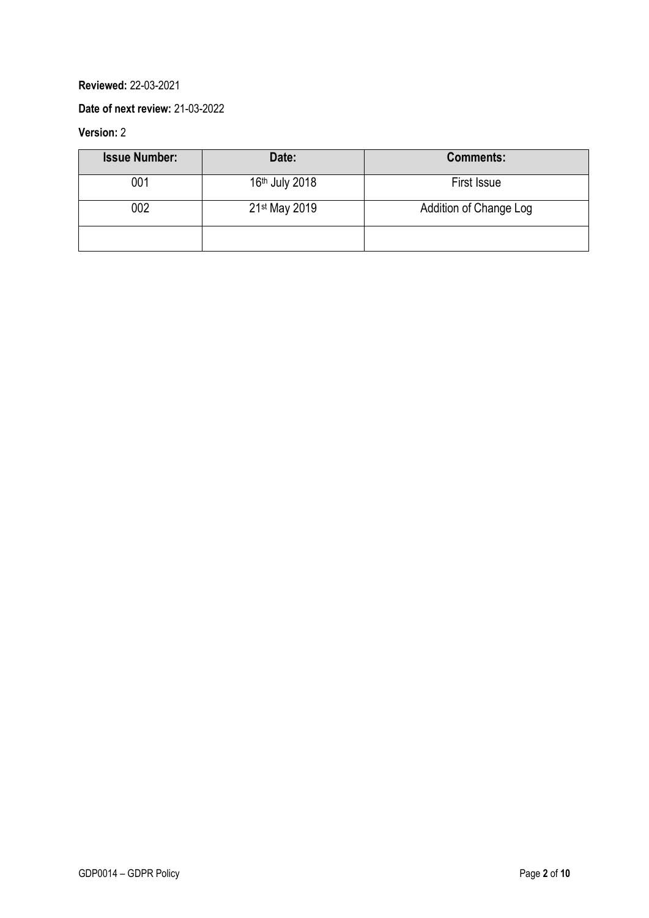**Reviewed:** 22-03-2021

**Date of next review:** 21-03-2022

**Version:** 2

| Issue Number: | Date: | Comments: |
| --- | --- | --- |
| 001 | 16th July 2018 | First Issue |
| 002 | 21st May 2019 | Addition of Change Log |
| | | |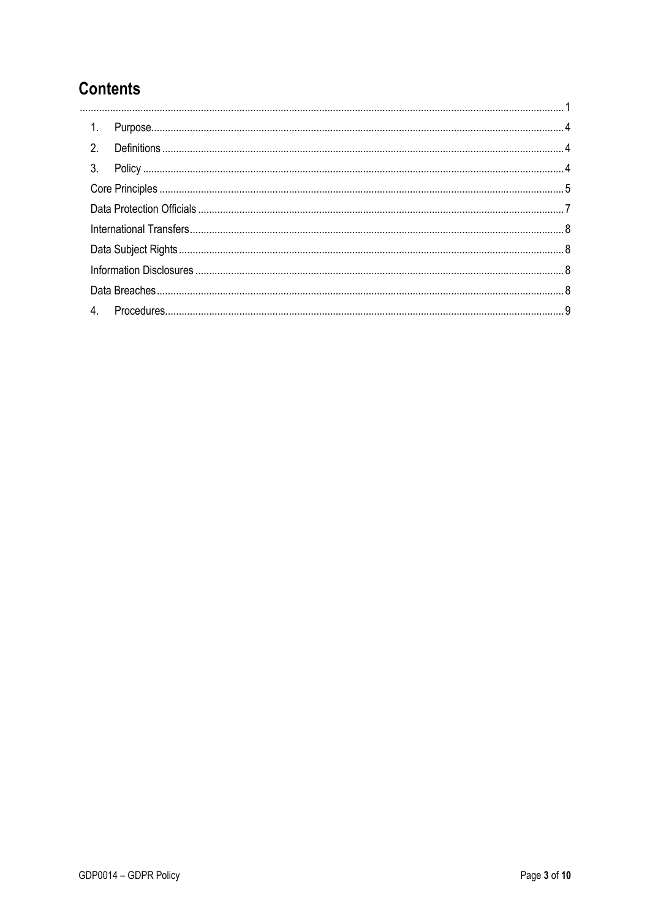# Contents

.............................................................................................................................................................. 1

1. Purpose .................................................................................................................................... 4
2. Definitions ................................................................................................................................ 4
3. Policy ........................................................................................................................................ 4

Core Principles .................................................................................................................................. 5

Data Protection Officials .................................................................................................................... 7

International Transfers ....................................................................................................................... 8

Data Subject Rights ........................................................................................................................... 8

Information Disclosures ..................................................................................................................... 8

Data Breaches ................................................................................................................................... 8

4. Procedures ............................................................................................................................... 9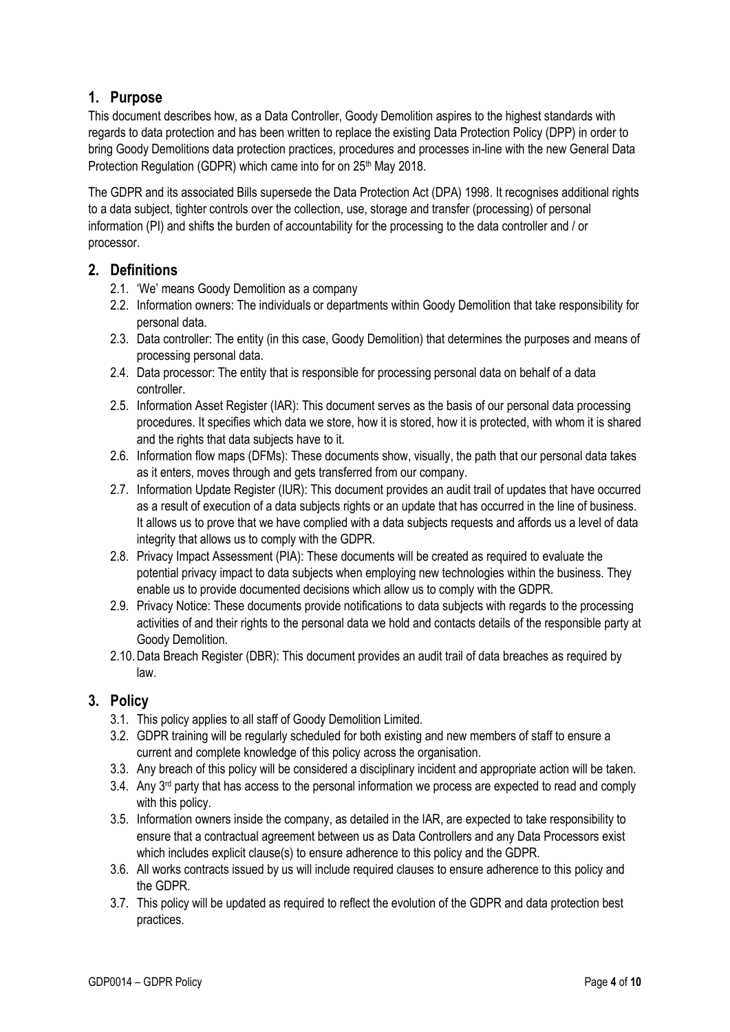## 1. Purpose

This document describes how, as a Data Controller, Goody Demolition aspires to the highest standards with regards to data protection and has been written to replace the existing Data Protection Policy (DPP) in order to bring Goody Demolitions data protection practices, procedures and processes in-line with the new General Data Protection Regulation (GDPR) which came into for on 25th May 2018.

The GDPR and its associated Bills supersede the Data Protection Act (DPA) 1998. It recognises additional rights to a data subject, tighter controls over the collection, use, storage and transfer (processing) of personal information (PI) and shifts the burden of accountability for the processing to the data controller and / or processor.

## 2. Definitions

2.1. 'We' means Goody Demolition as a company

2.2. Information owners: The individuals or departments within Goody Demolition that take responsibility for personal data.

2.3. Data controller: The entity (in this case, Goody Demolition) that determines the purposes and means of processing personal data.

2.4. Data processor: The entity that is responsible for processing personal data on behalf of a data controller.

2.5. Information Asset Register (IAR): This document serves as the basis of our personal data processing procedures. It specifies which data we store, how it is stored, how it is protected, with whom it is shared and the rights that data subjects have to it.

2.6. Information flow maps (DFMs): These documents show, visually, the path that our personal data takes as it enters, moves through and gets transferred from our company.

2.7. Information Update Register (IUR): This document provides an audit trail of updates that have occurred as a result of execution of a data subjects rights or an update that has occurred in the line of business. It allows us to prove that we have complied with a data subjects requests and affords us a level of data integrity that allows us to comply with the GDPR.

2.8. Privacy Impact Assessment (PIA): These documents will be created as required to evaluate the potential privacy impact to data subjects when employing new technologies within the business. They enable us to provide documented decisions which allow us to comply with the GDPR.

2.9. Privacy Notice: These documents provide notifications to data subjects with regards to the processing activities of and their rights to the personal data we hold and contacts details of the responsible party at Goody Demolition.

2.10. Data Breach Register (DBR): This document provides an audit trail of data breaches as required by law.

## 3. Policy

3.1. This policy applies to all staff of Goody Demolition Limited.

3.2. GDPR training will be regularly scheduled for both existing and new members of staff to ensure a current and complete knowledge of this policy across the organisation.

3.3. Any breach of this policy will be considered a disciplinary incident and appropriate action will be taken.

3.4. Any 3rd party that has access to the personal information we process are expected to read and comply with this policy.

3.5. Information owners inside the company, as detailed in the IAR, are expected to take responsibility to ensure that a contractual agreement between us as Data Controllers and any Data Processors exist which includes explicit clause(s) to ensure adherence to this policy and the GDPR.

3.6. All works contracts issued by us will include required clauses to ensure adherence to this policy and the GDPR.

3.7. This policy will be updated as required to reflect the evolution of the GDPR and data protection best practices.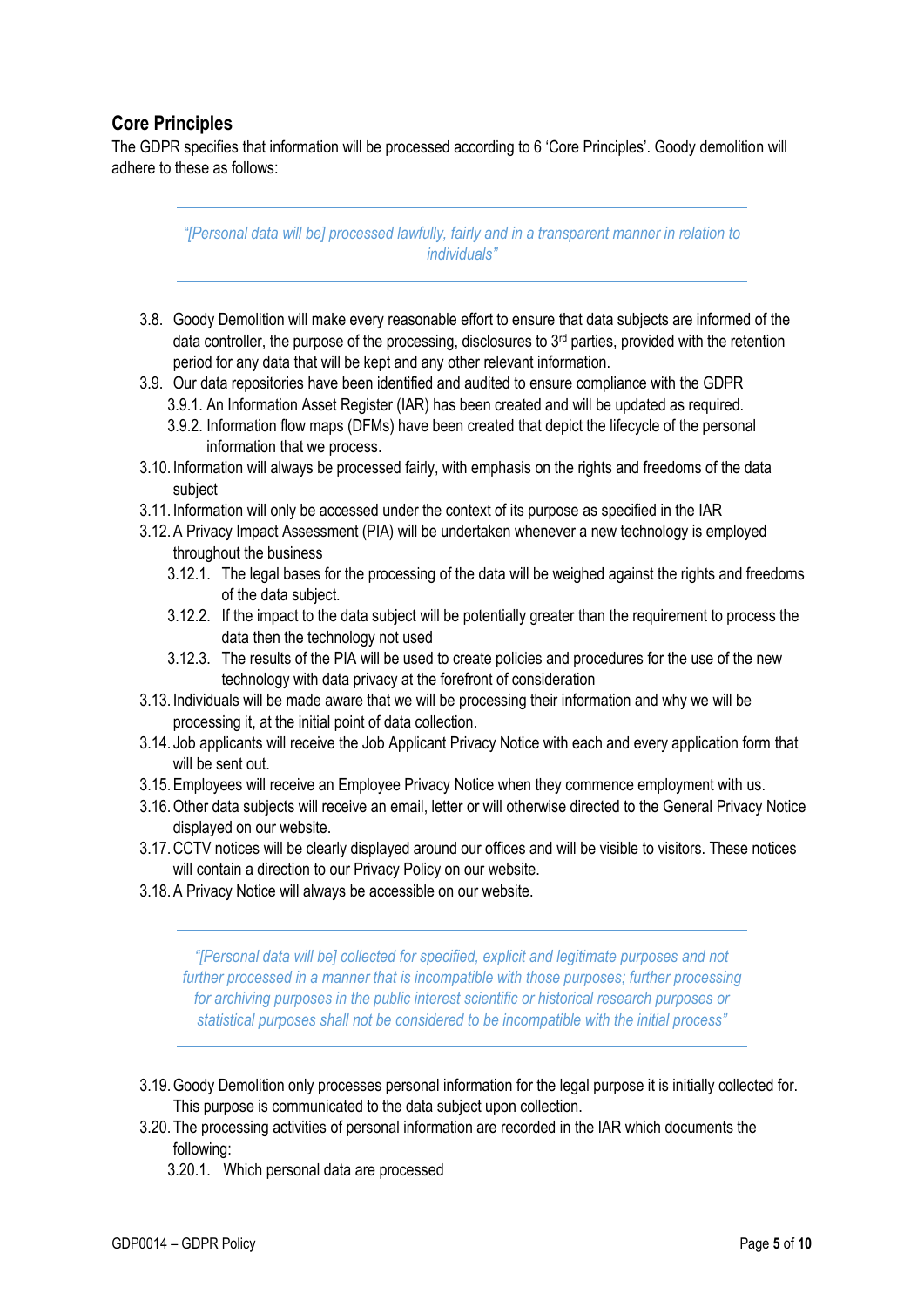## Core Principles

The GDPR specifies that information will be processed according to 6 'Core Principles'. Goody demolition will adhere to these as follows:

---

*"[Personal data will be] processed lawfully, fairly and in a transparent manner in relation to individuals"*

---

- 3.8. Goody Demolition will make every reasonable effort to ensure that data subjects are informed of the data controller, the purpose of the processing, disclosures to 3rd parties, provided with the retention period for any data that will be kept and any other relevant information.
- 3.9. Our data repositories have been identified and audited to ensure compliance with the GDPR
  - 3.9.1. An Information Asset Register (IAR) has been created and will be updated as required.
  - 3.9.2. Information flow maps (DFMs) have been created that depict the lifecycle of the personal information that we process.
- 3.10. Information will always be processed fairly, with emphasis on the rights and freedoms of the data subject
- 3.11. Information will only be accessed under the context of its purpose as specified in the IAR
- 3.12. A Privacy Impact Assessment (PIA) will be undertaken whenever a new technology is employed throughout the business
  - 3.12.1. The legal bases for the processing of the data will be weighed against the rights and freedoms of the data subject.
  - 3.12.2. If the impact to the data subject will be potentially greater than the requirement to process the data then the technology not used
  - 3.12.3. The results of the PIA will be used to create policies and procedures for the use of the new technology with data privacy at the forefront of consideration
- 3.13. Individuals will be made aware that we will be processing their information and why we will be processing it, at the initial point of data collection.
- 3.14. Job applicants will receive the Job Applicant Privacy Notice with each and every application form that will be sent out.
- 3.15. Employees will receive an Employee Privacy Notice when they commence employment with us.
- 3.16. Other data subjects will receive an email, letter or will otherwise directed to the General Privacy Notice displayed on our website.
- 3.17. CCTV notices will be clearly displayed around our offices and will be visible to visitors. These notices will contain a direction to our Privacy Policy on our website.
- 3.18. A Privacy Notice will always be accessible on our website.

---

*"[Personal data will be] collected for specified, explicit and legitimate purposes and not further processed in a manner that is incompatible with those purposes; further processing for archiving purposes in the public interest scientific or historical research purposes or statistical purposes shall not be considered to be incompatible with the initial process"*

---

- 3.19. Goody Demolition only processes personal information for the legal purpose it is initially collected for. This purpose is communicated to the data subject upon collection.
- 3.20. The processing activities of personal information are recorded in the IAR which documents the following:
  - 3.20.1. Which personal data are processed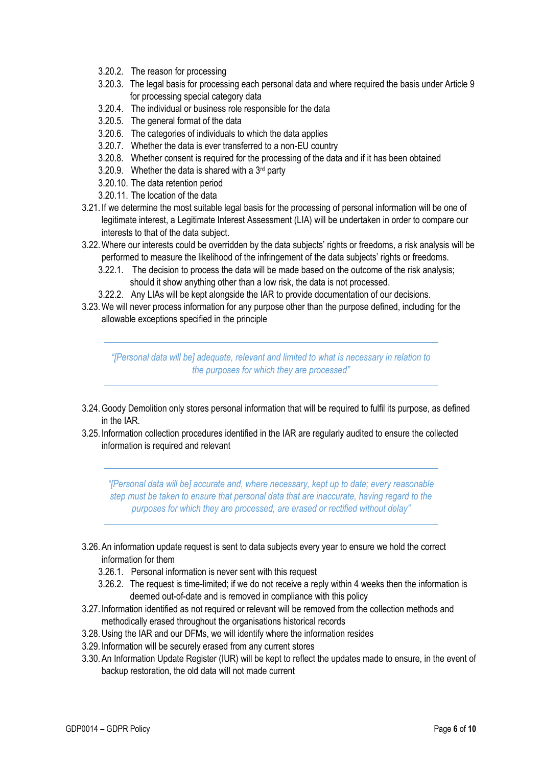- 3.20.2. The reason for processing
- 3.20.3. The legal basis for processing each personal data and where required the basis under Article 9 for processing special category data
- 3.20.4. The individual or business role responsible for the data
- 3.20.5. The general format of the data
- 3.20.6. The categories of individuals to which the data applies
- 3.20.7. Whether the data is ever transferred to a non-EU country
- 3.20.8. Whether consent is required for the processing of the data and if it has been obtained
- 3.20.9. Whether the data is shared with a 3rd party
- 3.20.10. The data retention period
- 3.20.11. The location of the data

3.21. If we determine the most suitable legal basis for the processing of personal information will be one of legitimate interest, a Legitimate Interest Assessment (LIA) will be undertaken in order to compare our interests to that of the data subject.

3.22. Where our interests could be overridden by the data subjects' rights or freedoms, a risk analysis will be performed to measure the likelihood of the infringement of the data subjects' rights or freedoms.

- 3.22.1. The decision to process the data will be made based on the outcome of the risk analysis; should it show anything other than a low risk, the data is not processed.
- 3.22.2. Any LIAs will be kept alongside the IAR to provide documentation of our decisions.

3.23. We will never process information for any purpose other than the purpose defined, including for the allowable exceptions specified in the principle

---

*"[Personal data will be] adequate, relevant and limited to what is necessary in relation to the purposes for which they are processed"*

---

3.24. Goody Demolition only stores personal information that will be required to fulfil its purpose, as defined in the IAR.

3.25. Information collection procedures identified in the IAR are regularly audited to ensure the collected information is required and relevant

---

*"[Personal data will be] accurate and, where necessary, kept up to date; every reasonable step must be taken to ensure that personal data that are inaccurate, having regard to the purposes for which they are processed, are erased or rectified without delay"*

---

3.26. An information update request is sent to data subjects every year to ensure we hold the correct information for them

- 3.26.1. Personal information is never sent with this request
- 3.26.2. The request is time-limited; if we do not receive a reply within 4 weeks then the information is deemed out-of-date and is removed in compliance with this policy

3.27. Information identified as not required or relevant will be removed from the collection methods and methodically erased throughout the organisations historical records

3.28. Using the IAR and our DFMs, we will identify where the information resides

3.29. Information will be securely erased from any current stores

3.30. An Information Update Register (IUR) will be kept to reflect the updates made to ensure, in the event of backup restoration, the old data will not made current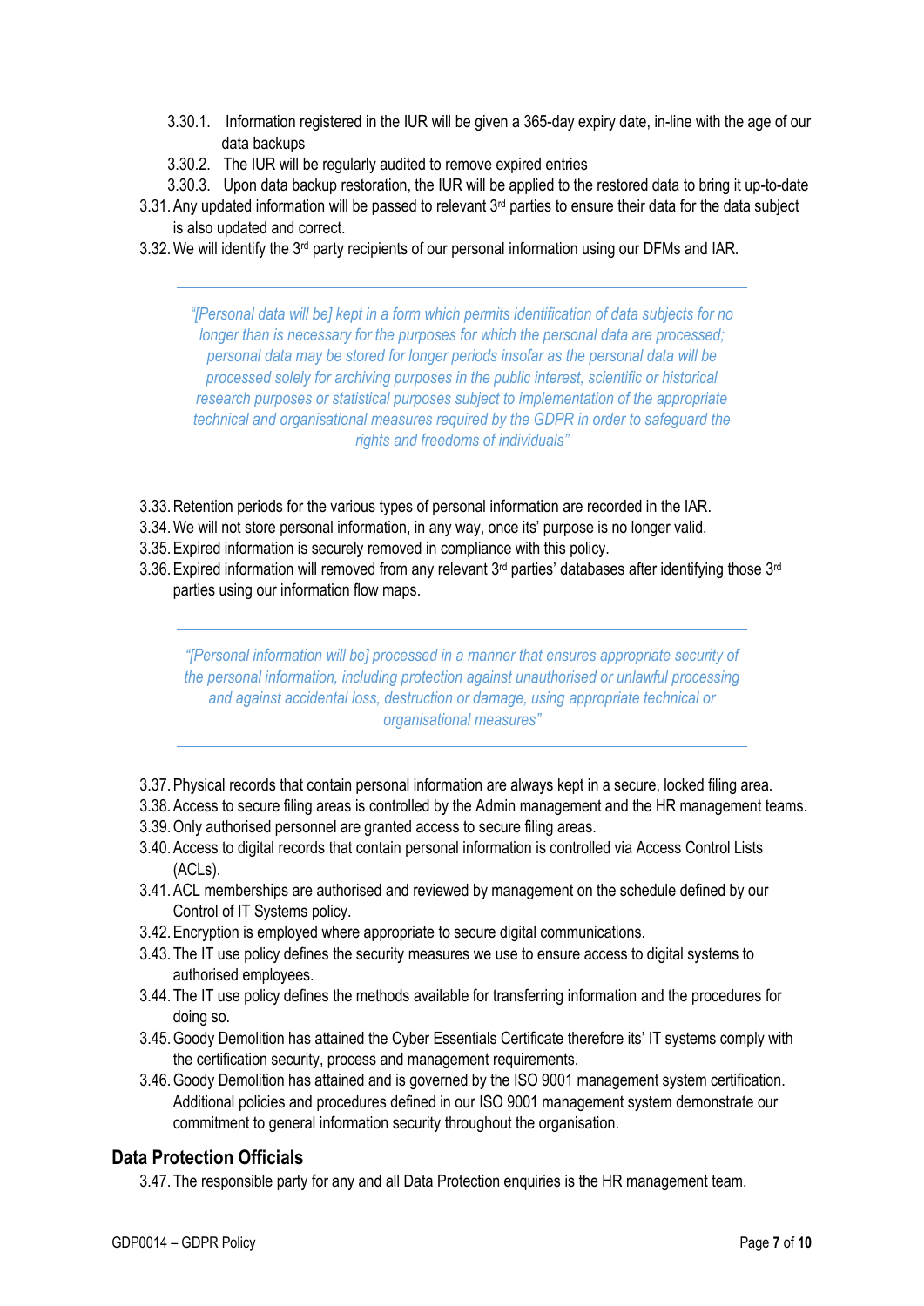3.30.1. Information registered in the IUR will be given a 365-day expiry date, in-line with the age of our data backups

3.30.2. The IUR will be regularly audited to remove expired entries

3.30.3. Upon data backup restoration, the IUR will be applied to the restored data to bring it up-to-date

3.31. Any updated information will be passed to relevant 3rd parties to ensure their data for the data subject is also updated and correct.

3.32. We will identify the 3rd party recipients of our personal information using our DFMs and IAR.

---

> *"[Personal data will be] kept in a form which permits identification of data subjects for no longer than is necessary for the purposes for which the personal data are processed; personal data may be stored for longer periods insofar as the personal data will be processed solely for archiving purposes in the public interest, scientific or historical research purposes or statistical purposes subject to implementation of the appropriate technical and organisational measures required by the GDPR in order to safeguard the rights and freedoms of individuals"*

---

3.33. Retention periods for the various types of personal information are recorded in the IAR.

3.34. We will not store personal information, in any way, once its' purpose is no longer valid.

3.35. Expired information is securely removed in compliance with this policy.

3.36. Expired information will removed from any relevant 3rd parties' databases after identifying those 3rd parties using our information flow maps.

---

> *"[Personal information will be] processed in a manner that ensures appropriate security of the personal information, including protection against unauthorised or unlawful processing and against accidental loss, destruction or damage, using appropriate technical or organisational measures"*

---

3.37. Physical records that contain personal information are always kept in a secure, locked filing area.

3.38. Access to secure filing areas is controlled by the Admin management and the HR management teams.

3.39. Only authorised personnel are granted access to secure filing areas.

3.40. Access to digital records that contain personal information is controlled via Access Control Lists (ACLs).

3.41. ACL memberships are authorised and reviewed by management on the schedule defined by our Control of IT Systems policy.

3.42. Encryption is employed where appropriate to secure digital communications.

3.43. The IT use policy defines the security measures we use to ensure access to digital systems to authorised employees.

3.44. The IT use policy defines the methods available for transferring information and the procedures for doing so.

3.45. Goody Demolition has attained the Cyber Essentials Certificate therefore its' IT systems comply with the certification security, process and management requirements.

3.46. Goody Demolition has attained and is governed by the ISO 9001 management system certification. Additional policies and procedures defined in our ISO 9001 management system demonstrate our commitment to general information security throughout the organisation.

## Data Protection Officials

3.47. The responsible party for any and all Data Protection enquiries is the HR management team.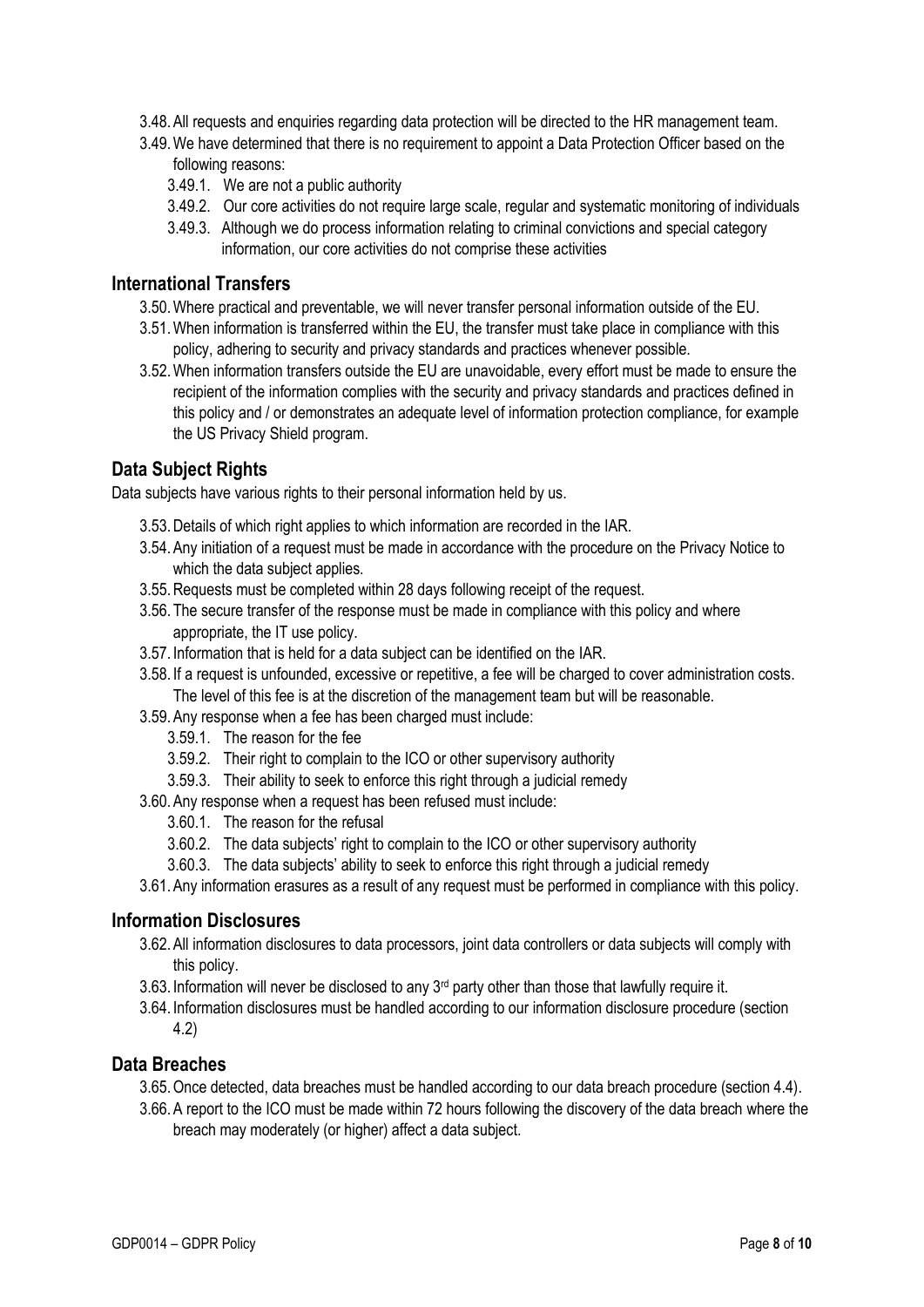3.48. All requests and enquiries regarding data protection will be directed to the HR management team.

3.49. We have determined that there is no requirement to appoint a Data Protection Officer based on the following reasons:

- 3.49.1. We are not a public authority
- 3.49.2. Our core activities do not require large scale, regular and systematic monitoring of individuals
- 3.49.3. Although we do process information relating to criminal convictions and special category information, our core activities do not comprise these activities

## International Transfers

3.50. Where practical and preventable, we will never transfer personal information outside of the EU.

3.51. When information is transferred within the EU, the transfer must take place in compliance with this policy, adhering to security and privacy standards and practices whenever possible.

3.52. When information transfers outside the EU are unavoidable, every effort must be made to ensure the recipient of the information complies with the security and privacy standards and practices defined in this policy and / or demonstrates an adequate level of information protection compliance, for example the US Privacy Shield program.

## Data Subject Rights

Data subjects have various rights to their personal information held by us.

3.53. Details of which right applies to which information are recorded in the IAR.

3.54. Any initiation of a request must be made in accordance with the procedure on the Privacy Notice to which the data subject applies.

3.55. Requests must be completed within 28 days following receipt of the request.

3.56. The secure transfer of the response must be made in compliance with this policy and where appropriate, the IT use policy.

3.57. Information that is held for a data subject can be identified on the IAR.

3.58. If a request is unfounded, excessive or repetitive, a fee will be charged to cover administration costs. The level of this fee is at the discretion of the management team but will be reasonable.

3.59. Any response when a fee has been charged must include:

- 3.59.1. The reason for the fee
- 3.59.2. Their right to complain to the ICO or other supervisory authority
- 3.59.3. Their ability to seek to enforce this right through a judicial remedy

3.60. Any response when a request has been refused must include:

- 3.60.1. The reason for the refusal
- 3.60.2. The data subjects' right to complain to the ICO or other supervisory authority
- 3.60.3. The data subjects' ability to seek to enforce this right through a judicial remedy

3.61. Any information erasures as a result of any request must be performed in compliance with this policy.

## Information Disclosures

3.62. All information disclosures to data processors, joint data controllers or data subjects will comply with this policy.

3.63. Information will never be disclosed to any 3rd party other than those that lawfully require it.

3.64. Information disclosures must be handled according to our information disclosure procedure (section 4.2)

## Data Breaches

3.65. Once detected, data breaches must be handled according to our data breach procedure (section 4.4).

3.66. A report to the ICO must be made within 72 hours following the discovery of the data breach where the breach may moderately (or higher) affect a data subject.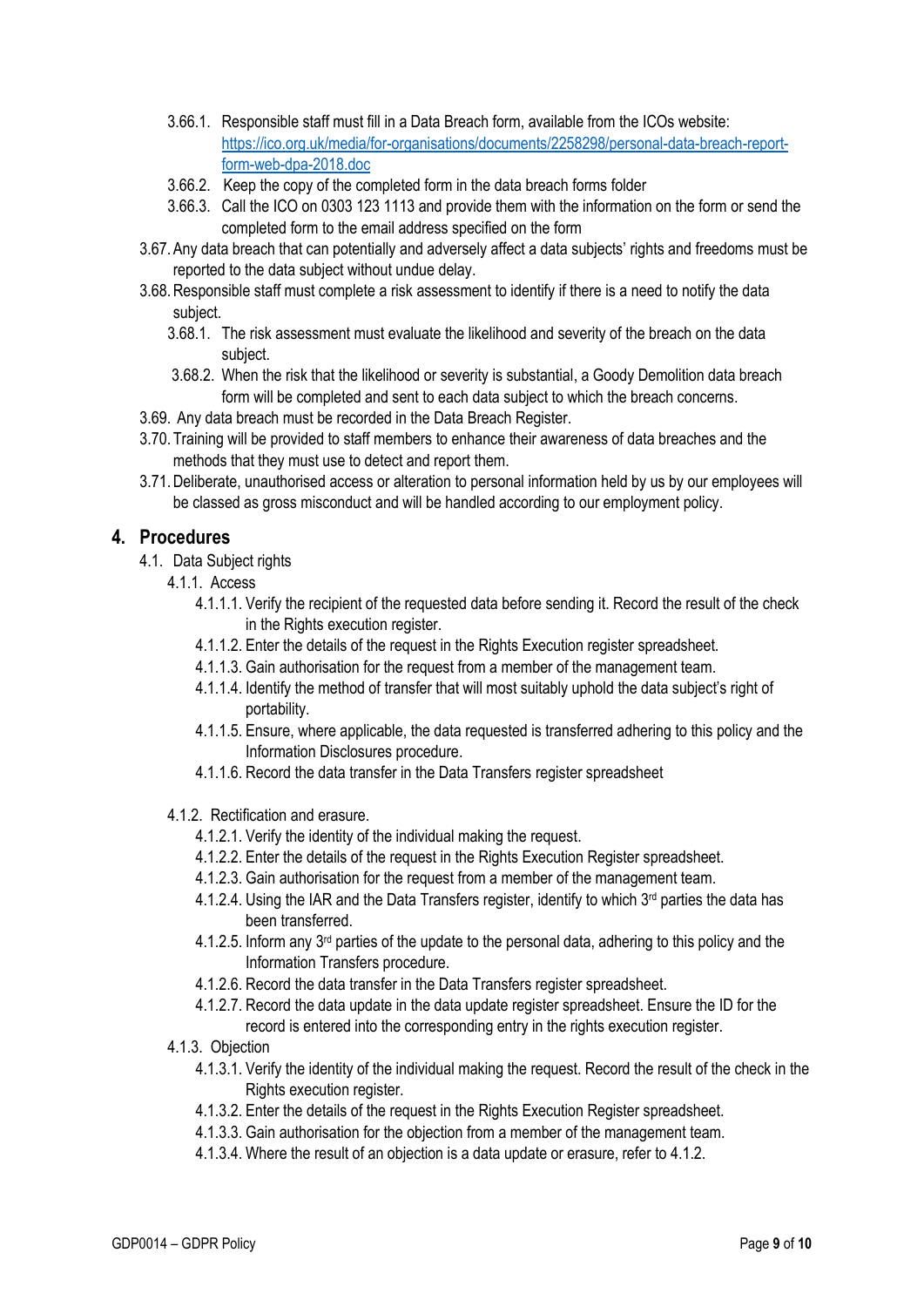- 3.66.1. Responsible staff must fill in a Data Breach form, available from the ICOs website: [https://ico.org.uk/media/for-organisations/documents/2258298/personal-data-breach-report-form-web-dpa-2018.doc](https://ico.org.uk/media/for-organisations/documents/2258298/personal-data-breach-report-form-web-dpa-2018.doc)
- 3.66.2. Keep the copy of the completed form in the data breach forms folder
- 3.66.3. Call the ICO on 0303 123 1113 and provide them with the information on the form or send the completed form to the email address specified on the form

3.67. Any data breach that can potentially and adversely affect a data subjects' rights and freedoms must be reported to the data subject without undue delay.

3.68. Responsible staff must complete a risk assessment to identify if there is a need to notify the data subject.

- 3.68.1. The risk assessment must evaluate the likelihood and severity of the breach on the data subject.
- 3.68.2. When the risk that the likelihood or severity is substantial, a Goody Demolition data breach form will be completed and sent to each data subject to which the breach concerns.

3.69. Any data breach must be recorded in the Data Breach Register.

3.70. Training will be provided to staff members to enhance their awareness of data breaches and the methods that they must use to detect and report them.

3.71. Deliberate, unauthorised access or alteration to personal information held by us by our employees will be classed as gross misconduct and will be handled according to our employment policy.

## 4. Procedures

4.1. Data Subject rights

4.1.1. Access

- 4.1.1.1. Verify the recipient of the requested data before sending it. Record the result of the check in the Rights execution register.
- 4.1.1.2. Enter the details of the request in the Rights Execution register spreadsheet.
- 4.1.1.3. Gain authorisation for the request from a member of the management team.
- 4.1.1.4. Identify the method of transfer that will most suitably uphold the data subject's right of portability.
- 4.1.1.5. Ensure, where applicable, the data requested is transferred adhering to this policy and the Information Disclosures procedure.
- 4.1.1.6. Record the data transfer in the Data Transfers register spreadsheet

4.1.2. Rectification and erasure.

- 4.1.2.1. Verify the identity of the individual making the request.
- 4.1.2.2. Enter the details of the request in the Rights Execution Register spreadsheet.
- 4.1.2.3. Gain authorisation for the request from a member of the management team.
- 4.1.2.4. Using the IAR and the Data Transfers register, identify to which 3rd parties the data has been transferred.
- 4.1.2.5. Inform any 3rd parties of the update to the personal data, adhering to this policy and the Information Transfers procedure.
- 4.1.2.6. Record the data transfer in the Data Transfers register spreadsheet.
- 4.1.2.7. Record the data update in the data update register spreadsheet. Ensure the ID for the record is entered into the corresponding entry in the rights execution register.

4.1.3. Objection

- 4.1.3.1. Verify the identity of the individual making the request. Record the result of the check in the Rights execution register.
- 4.1.3.2. Enter the details of the request in the Rights Execution Register spreadsheet.
- 4.1.3.3. Gain authorisation for the objection from a member of the management team.
- 4.1.3.4. Where the result of an objection is a data update or erasure, refer to 4.1.2.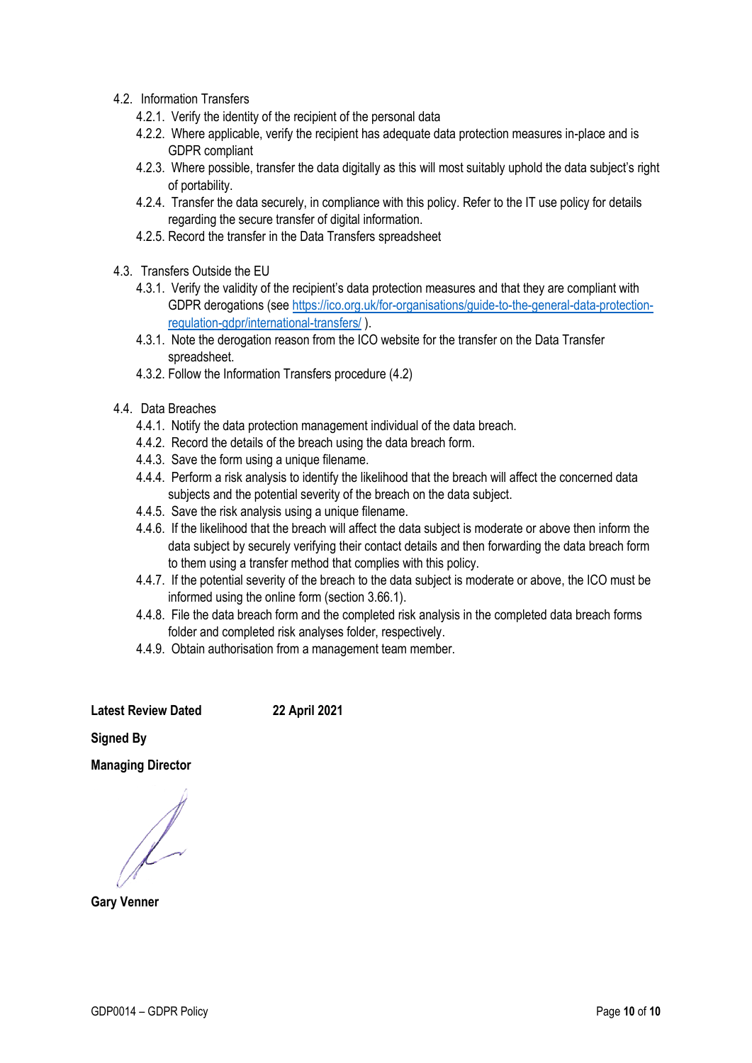4.2. Information Transfers

4.2.1. Verify the identity of the recipient of the personal data

4.2.2. Where applicable, verify the recipient has adequate data protection measures in-place and is GDPR compliant

4.2.3. Where possible, transfer the data digitally as this will most suitably uphold the data subject's right of portability.

4.2.4. Transfer the data securely, in compliance with this policy. Refer to the IT use policy for details regarding the secure transfer of digital information.

4.2.5. Record the transfer in the Data Transfers spreadsheet

4.3. Transfers Outside the EU

4.3.1. Verify the validity of the recipient's data protection measures and that they are compliant with GDPR derogations (see [https://ico.org.uk/for-organisations/guide-to-the-general-data-protection-regulation-gdpr/international-transfers/](https://ico.org.uk/for-organisations/guide-to-the-general-data-protection-regulation-gdpr/international-transfers/) ).

4.3.1. Note the derogation reason from the ICO website for the transfer on the Data Transfer spreadsheet.

4.3.2. Follow the Information Transfers procedure (4.2)

4.4. Data Breaches

4.4.1. Notify the data protection management individual of the data breach.

4.4.2. Record the details of the breach using the data breach form.

4.4.3. Save the form using a unique filename.

4.4.4. Perform a risk analysis to identify the likelihood that the breach will affect the concerned data subjects and the potential severity of the breach on the data subject.

4.4.5. Save the risk analysis using a unique filename.

4.4.6. If the likelihood that the breach will affect the data subject is moderate or above then inform the data subject by securely verifying their contact details and then forwarding the data breach form to them using a transfer method that complies with this policy.

4.4.7. If the potential severity of the breach to the data subject is moderate or above, the ICO must be informed using the online form (section 3.66.1).

4.4.8. File the data breach form and the completed risk analysis in the completed data breach forms folder and completed risk analyses folder, respectively.

4.4.9. Obtain authorisation from a management team member.

**Latest Review Dated** **22 April 2021**

**Signed By**

**Managing Director**

**Gary Venner**